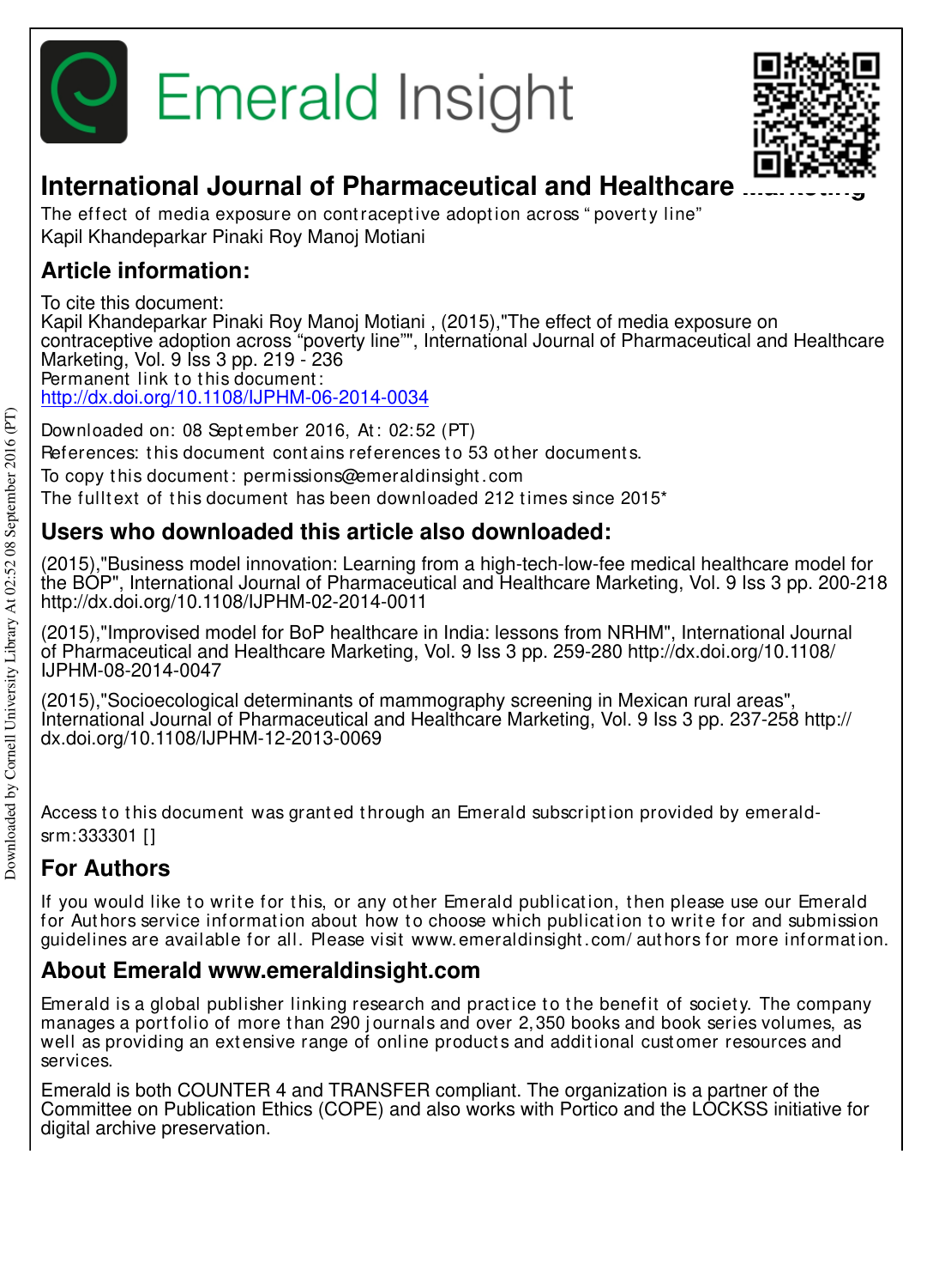Emerald Insight

# International Journal of Pharmaceutical and Healthcare Marketing

The effect of media exposure on contraceptive adoption across "poverty line"
Kapil Khandeparkar Pinaki Roy Manoj Motiani

## Article information:

To cite this document:
Kapil Khandeparkar Pinaki Roy Manoj Motiani , (2015),"The effect of media exposure on contraceptive adoption across "poverty line"", International Journal of Pharmaceutical and Healthcare Marketing, Vol. 9 Iss 3 pp. 219 - 236
Permanent link to this document:
http://dx.doi.org/10.1108/IJPHM-06-2014-0034

Downloaded on: 08 September 2016, At: 02:52 (PT)
References: this document contains references to 53 other documents.
To copy this document: permissions@emeraldinsight.com
The fulltext of this document has been downloaded 212 times since 2015*

## Users who downloaded this article also downloaded:

(2015),"Business model innovation: Learning from a high-tech-low-fee medical healthcare model for the BOP", International Journal of Pharmaceutical and Healthcare Marketing, Vol. 9 Iss 3 pp. 200-218 http://dx.doi.org/10.1108/IJPHM-02-2014-0011

(2015),"Improvised model for BoP healthcare in India: lessons from NRHM", International Journal of Pharmaceutical and Healthcare Marketing, Vol. 9 Iss 3 pp. 259-280 http://dx.doi.org/10.1108/IJPHM-08-2014-0047

(2015),"Socioecological determinants of mammography screening in Mexican rural areas", International Journal of Pharmaceutical and Healthcare Marketing, Vol. 9 Iss 3 pp. 237-258 http://dx.doi.org/10.1108/IJPHM-12-2013-0069

Access to this document was granted through an Emerald subscription provided by emerald-srm:333301 []

## For Authors

If you would like to write for this, or any other Emerald publication, then please use our Emerald for Authors service information about how to choose which publication to write for and submission guidelines are available for all. Please visit www.emeraldinsight.com/authors for more information.

## About Emerald www.emeraldinsight.com

Emerald is a global publisher linking research and practice to the benefit of society. The company manages a portfolio of more than 290 journals and over 2,350 books and book series volumes, as well as providing an extensive range of online products and additional customer resources and services.

Emerald is both COUNTER 4 and TRANSFER compliant. The organization is a partner of the Committee on Publication Ethics (COPE) and also works with Portico and the LOCKSS initiative for digital archive preservation.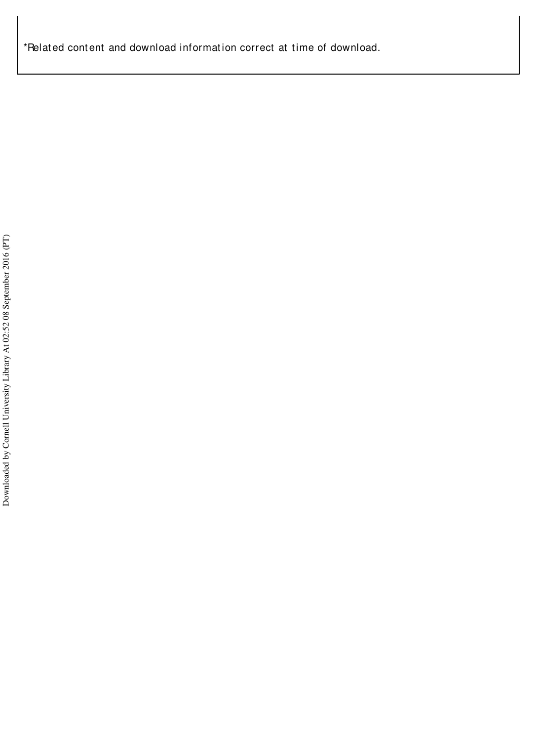*Related content and download information correct at time of download.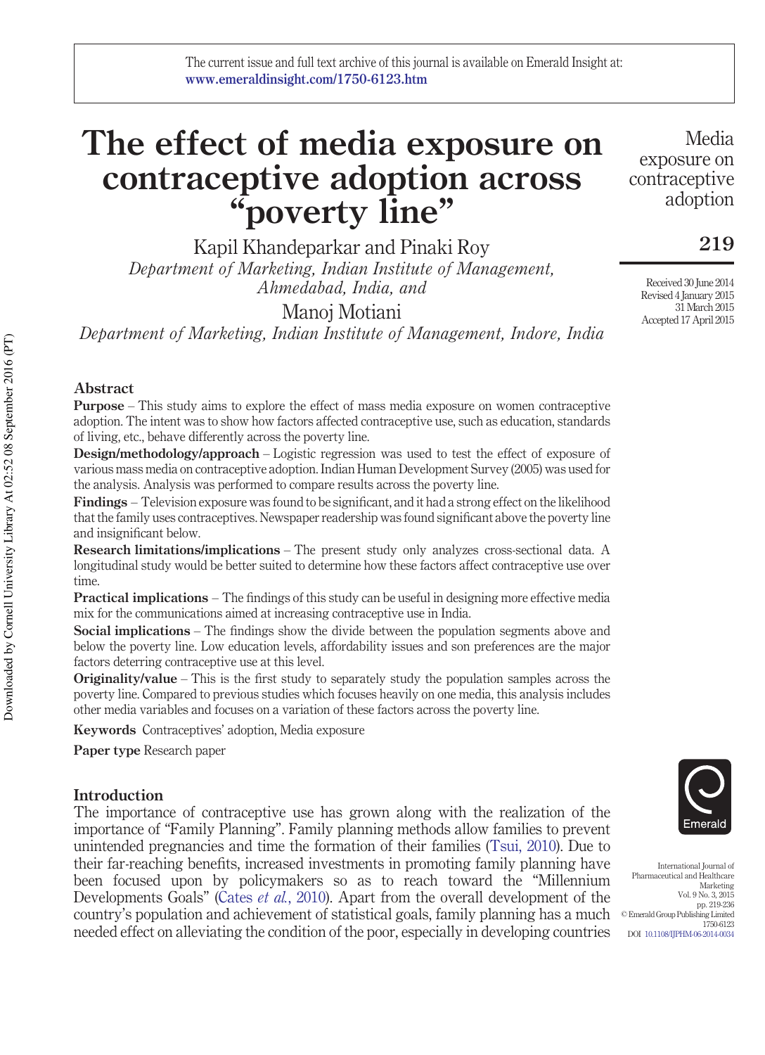The current issue and full text archive of this journal is available on Emerald Insight at: www.emeraldinsight.com/1750-6123.htm

# The effect of media exposure on contraceptive adoption across "poverty line"

Kapil Khandeparkar and Pinaki Roy
*Department of Marketing, Indian Institute of Management, Ahmedabad, India, and*

Manoj Motiani
*Department of Marketing, Indian Institute of Management, Indore, India*

Received 30 June 2014
Revised 4 January 2015
31 March 2015
Accepted 17 April 2015

## Abstract

**Purpose** – This study aims to explore the effect of mass media exposure on women contraceptive adoption. The intent was to show how factors affected contraceptive use, such as education, standards of living, etc., behave differently across the poverty line.

**Design/methodology/approach** – Logistic regression was used to test the effect of exposure of various mass media on contraceptive adoption. Indian Human Development Survey (2005) was used for the analysis. Analysis was performed to compare results across the poverty line.

**Findings** – Television exposure was found to be significant, and it had a strong effect on the likelihood that the family uses contraceptives. Newspaper readership was found significant above the poverty line and insignificant below.

**Research limitations/implications** – The present study only analyzes cross-sectional data. A longitudinal study would be better suited to determine how these factors affect contraceptive use over time.

**Practical implications** – The findings of this study can be useful in designing more effective media mix for the communications aimed at increasing contraceptive use in India.

**Social implications** – The findings show the divide between the population segments above and below the poverty line. Low education levels, affordability issues and son preferences are the major factors deterring contraceptive use at this level.

**Originality/value** – This is the first study to separately study the population samples across the poverty line. Compared to previous studies which focuses heavily on one media, this analysis includes other media variables and focuses on a variation of these factors across the poverty line.

**Keywords** Contraceptives' adoption, Media exposure

**Paper type** Research paper

## Introduction

The importance of contraceptive use has grown along with the realization of the importance of "Family Planning". Family planning methods allow families to prevent unintended pregnancies and time the formation of their families (Tsui, 2010). Due to their far-reaching benefits, increased investments in promoting family planning have been focused upon by policymakers so as to reach toward the "Millennium Developments Goals" (Cates *et al.*, 2010). Apart from the overall development of the country's population and achievement of statistical goals, family planning has a much needed effect on alleviating the condition of the poor, especially in developing countries

International Journal of Pharmaceutical and Healthcare Marketing
© Emerald Group Publishing Limited
1750-6123
DOI 10.1108/IJPHM-06-2014-0034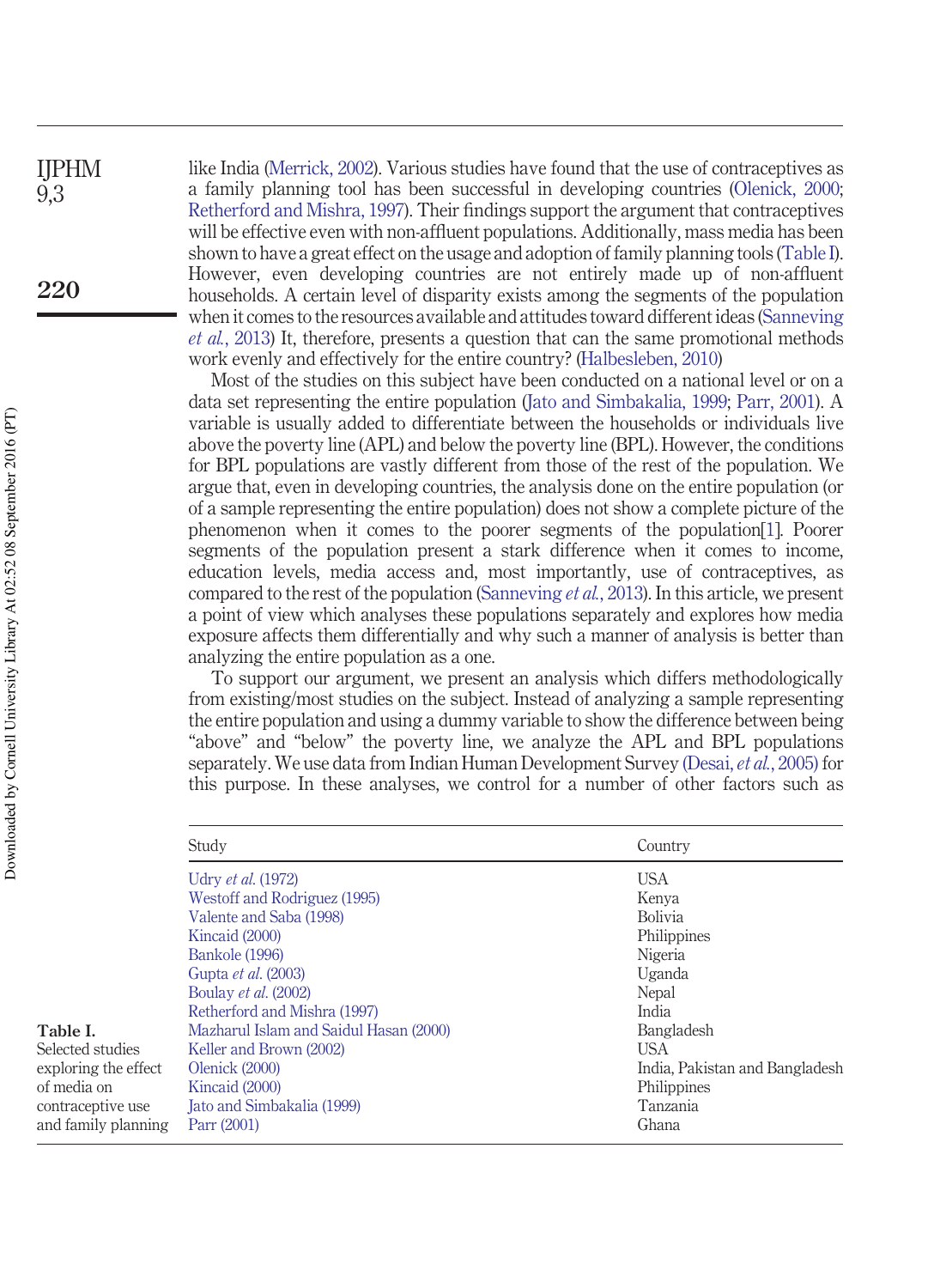like India (Merrick, 2002). Various studies have found that the use of contraceptives as a family planning tool has been successful in developing countries (Olenick, 2000; Retherford and Mishra, 1997). Their findings support the argument that contraceptives will be effective even with non-affluent populations. Additionally, mass media has been shown to have a great effect on the usage and adoption of family planning tools (Table I). However, even developing countries are not entirely made up of non-affluent households. A certain level of disparity exists among the segments of the population when it comes to the resources available and attitudes toward different ideas (Sanneving *et al.*, 2013) It, therefore, presents a question that can the same promotional methods work evenly and effectively for the entire country? (Halbesleben, 2010)

Most of the studies on this subject have been conducted on a national level or on a data set representing the entire population (Jato and Simbakalia, 1999; Parr, 2001). A variable is usually added to differentiate between the households or individuals live above the poverty line (APL) and below the poverty line (BPL). However, the conditions for BPL populations are vastly different from those of the rest of the population. We argue that, even in developing countries, the analysis done on the entire population (or of a sample representing the entire population) does not show a complete picture of the phenomenon when it comes to the poorer segments of the population[1]. Poorer segments of the population present a stark difference when it comes to income, education levels, media access and, most importantly, use of contraceptives, as compared to the rest of the population (Sanneving *et al.*, 2013). In this article, we present a point of view which analyses these populations separately and explores how media exposure affects them differentially and why such a manner of analysis is better than analyzing the entire population as a one.

To support our argument, we present an analysis which differs methodologically from existing/most studies on the subject. Instead of analyzing a sample representing the entire population and using a dummy variable to show the difference between being "above" and "below" the poverty line, we analyze the APL and BPL populations separately. We use data from Indian Human Development Survey (Desai, *et al.*, 2005) for this purpose. In these analyses, we control for a number of other factors such as

| Study | Country |
|---|---|
| Udry *et al.* (1972) | USA |
| Westoff and Rodriguez (1995) | Kenya |
| Valente and Saba (1998) | Bolivia |
| Kincaid (2000) | Philippines |
| Bankole (1996) | Nigeria |
| Gupta *et al.* (2003) | Uganda |
| Boulay *et al.* (2002) | Nepal |
| Retherford and Mishra (1997) | India |
| Mazharul Islam and Saidul Hasan (2000) | Bangladesh |
| Keller and Brown (2002) | USA |
| Olenick (2000) | India, Pakistan and Bangladesh |
| Kincaid (2000) | Philippines |
| Jato and Simbakalia (1999) | Tanzania |
| Parr (2001) | Ghana |

**Table I.** Selected studies exploring the effect of media on contraceptive use and family planning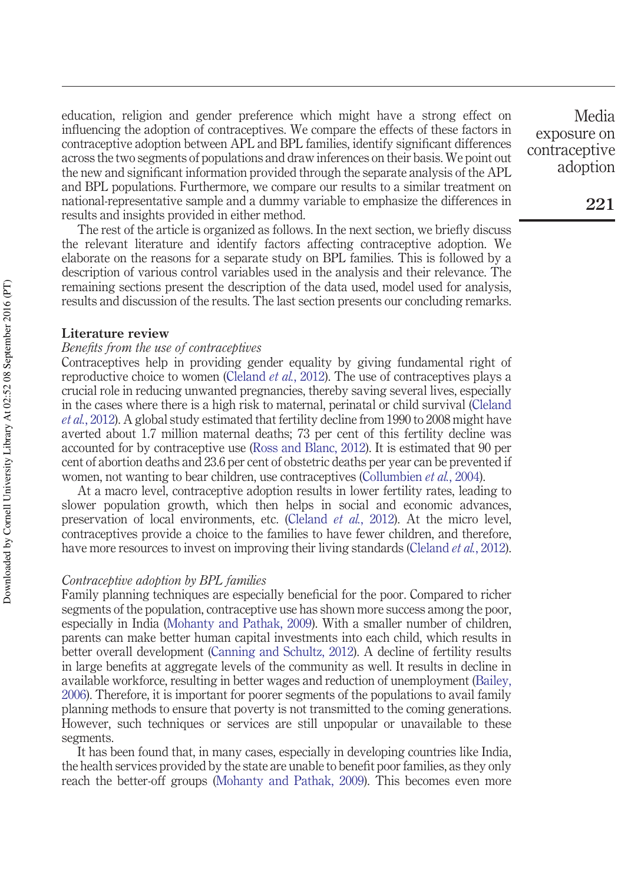education, religion and gender preference which might have a strong effect on influencing the adoption of contraceptives. We compare the effects of these factors in contraceptive adoption between APL and BPL families, identify significant differences across the two segments of populations and draw inferences on their basis. We point out the new and significant information provided through the separate analysis of the APL and BPL populations. Furthermore, we compare our results to a similar treatment on national-representative sample and a dummy variable to emphasize the differences in results and insights provided in either method.

The rest of the article is organized as follows. In the next section, we briefly discuss the relevant literature and identify factors affecting contraceptive adoption. We elaborate on the reasons for a separate study on BPL families. This is followed by a description of various control variables used in the analysis and their relevance. The remaining sections present the description of the data used, model used for analysis, results and discussion of the results. The last section presents our concluding remarks.

## Literature review

### *Benefits from the use of contraceptives*

Contraceptives help in providing gender equality by giving fundamental right of reproductive choice to women (Cleland *et al.*, 2012). The use of contraceptives plays a crucial role in reducing unwanted pregnancies, thereby saving several lives, especially in the cases where there is a high risk to maternal, perinatal or child survival (Cleland *et al.*, 2012). A global study estimated that fertility decline from 1990 to 2008 might have averted about 1.7 million maternal deaths; 73 per cent of this fertility decline was accounted for by contraceptive use (Ross and Blanc, 2012). It is estimated that 90 per cent of abortion deaths and 23.6 per cent of obstetric deaths per year can be prevented if women, not wanting to bear children, use contraceptives (Collumbien *et al.*, 2004).

At a macro level, contraceptive adoption results in lower fertility rates, leading to slower population growth, which then helps in social and economic advances, preservation of local environments, etc. (Cleland *et al.*, 2012). At the micro level, contraceptives provide a choice to the families to have fewer children, and therefore, have more resources to invest on improving their living standards (Cleland *et al.*, 2012).

### *Contraceptive adoption by BPL families*

Family planning techniques are especially beneficial for the poor. Compared to richer segments of the population, contraceptive use has shown more success among the poor, especially in India (Mohanty and Pathak, 2009). With a smaller number of children, parents can make better human capital investments into each child, which results in better overall development (Canning and Schultz, 2012). A decline of fertility results in large benefits at aggregate levels of the community as well. It results in decline in available workforce, resulting in better wages and reduction of unemployment (Bailey, 2006). Therefore, it is important for poorer segments of the populations to avail family planning methods to ensure that poverty is not transmitted to the coming generations. However, such techniques or services are still unpopular or unavailable to these segments.

It has been found that, in many cases, especially in developing countries like India, the health services provided by the state are unable to benefit poor families, as they only reach the better-off groups (Mohanty and Pathak, 2009). This becomes even more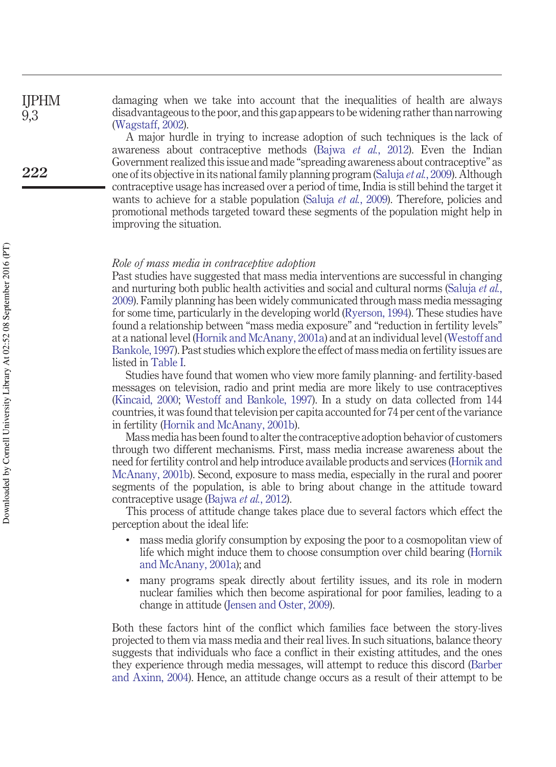damaging when we take into account that the inequalities of health are always disadvantageous to the poor, and this gap appears to be widening rather than narrowing (Wagstaff, 2002).

A major hurdle in trying to increase adoption of such techniques is the lack of awareness about contraceptive methods (Bajwa *et al.*, 2012). Even the Indian Government realized this issue and made "spreading awareness about contraceptive" as one of its objective in its national family planning program (Saluja *et al.*, 2009). Although contraceptive usage has increased over a period of time, India is still behind the target it wants to achieve for a stable population (Saluja *et al.*, 2009). Therefore, policies and promotional methods targeted toward these segments of the population might help in improving the situation.

*Role of mass media in contraceptive adoption*

Past studies have suggested that mass media interventions are successful in changing and nurturing both public health activities and social and cultural norms (Saluja *et al.*, 2009). Family planning has been widely communicated through mass media messaging for some time, particularly in the developing world (Ryerson, 1994). These studies have found a relationship between "mass media exposure" and "reduction in fertility levels" at a national level (Hornik and McAnany, 2001a) and at an individual level (Westoff and Bankole, 1997). Past studies which explore the effect of mass media on fertility issues are listed in Table I.

Studies have found that women who view more family planning- and fertility-based messages on television, radio and print media are more likely to use contraceptives (Kincaid, 2000; Westoff and Bankole, 1997). In a study on data collected from 144 countries, it was found that television per capita accounted for 74 per cent of the variance in fertility (Hornik and McAnany, 2001b).

Mass media has been found to alter the contraceptive adoption behavior of customers through two different mechanisms. First, mass media increase awareness about the need for fertility control and help introduce available products and services (Hornik and McAnany, 2001b). Second, exposure to mass media, especially in the rural and poorer segments of the population, is able to bring about change in the attitude toward contraceptive usage (Bajwa *et al.*, 2012).

This process of attitude change takes place due to several factors which effect the perception about the ideal life:

- mass media glorify consumption by exposing the poor to a cosmopolitan view of life which might induce them to choose consumption over child bearing (Hornik and McAnany, 2001a); and
- many programs speak directly about fertility issues, and its role in modern nuclear families which then become aspirational for poor families, leading to a change in attitude (Jensen and Oster, 2009).

Both these factors hint of the conflict which families face between the story-lives projected to them via mass media and their real lives. In such situations, balance theory suggests that individuals who face a conflict in their existing attitudes, and the ones they experience through media messages, will attempt to reduce this discord (Barber and Axinn, 2004). Hence, an attitude change occurs as a result of their attempt to be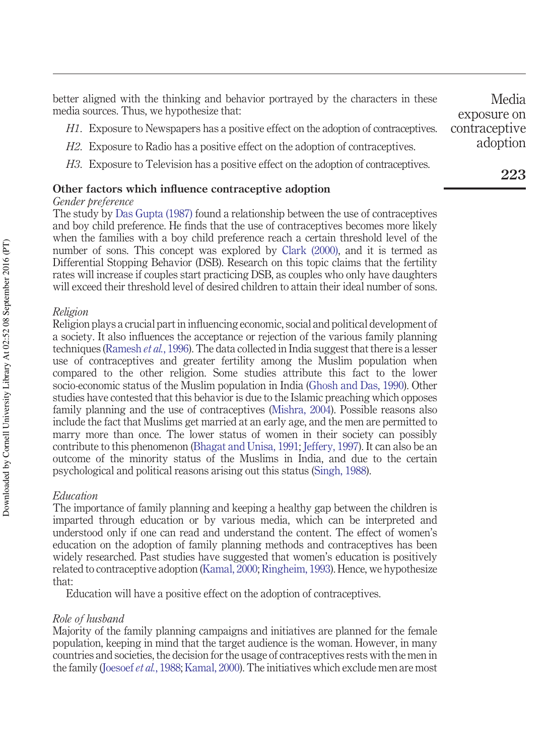better aligned with the thinking and behavior portrayed by the characters in these media sources. Thus, we hypothesize that:

*H1*. Exposure to Newspapers has a positive effect on the adoption of contraceptives.

*H2*. Exposure to Radio has a positive effect on the adoption of contraceptives.

*H3*. Exposure to Television has a positive effect on the adoption of contraceptives.

## Other factors which influence contraceptive adoption

### *Gender preference*

The study by Das Gupta (1987) found a relationship between the use of contraceptives and boy child preference. He finds that the use of contraceptives becomes more likely when the families with a boy child preference reach a certain threshold level of the number of sons. This concept was explored by Clark (2000), and it is termed as Differential Stopping Behavior (DSB). Research on this topic claims that the fertility rates will increase if couples start practicing DSB, as couples who only have daughters will exceed their threshold level of desired children to attain their ideal number of sons.

### *Religion*

Religion plays a crucial part in influencing economic, social and political development of a society. It also influences the acceptance or rejection of the various family planning techniques (Ramesh *et al.*, 1996). The data collected in India suggest that there is a lesser use of contraceptives and greater fertility among the Muslim population when compared to the other religion. Some studies attribute this fact to the lower socio-economic status of the Muslim population in India (Ghosh and Das, 1990). Other studies have contested that this behavior is due to the Islamic preaching which opposes family planning and the use of contraceptives (Mishra, 2004). Possible reasons also include the fact that Muslims get married at an early age, and the men are permitted to marry more than once. The lower status of women in their society can possibly contribute to this phenomenon (Bhagat and Unisa, 1991; Jeffery, 1997). It can also be an outcome of the minority status of the Muslims in India, and due to the certain psychological and political reasons arising out this status (Singh, 1988).

### *Education*

The importance of family planning and keeping a healthy gap between the children is imparted through education or by various media, which can be interpreted and understood only if one can read and understand the content. The effect of women's education on the adoption of family planning methods and contraceptives has been widely researched. Past studies have suggested that women's education is positively related to contraceptive adoption (Kamal, 2000; Ringheim, 1993). Hence, we hypothesize that:

Education will have a positive effect on the adoption of contraceptives.

### *Role of husband*

Majority of the family planning campaigns and initiatives are planned for the female population, keeping in mind that the target audience is the woman. However, in many countries and societies, the decision for the usage of contraceptives rests with the men in the family (Joesoef *et al.*, 1988; Kamal, 2000). The initiatives which exclude men are most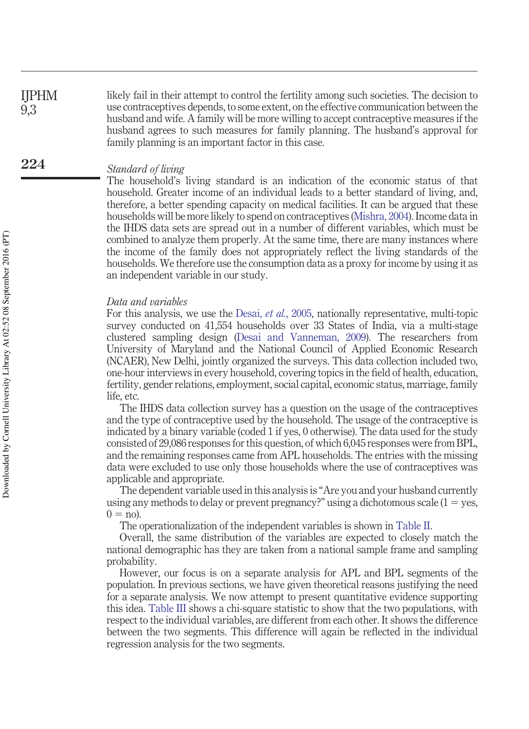likely fail in their attempt to control the fertility among such societies. The decision to use contraceptives depends, to some extent, on the effective communication between the husband and wife. A family will be more willing to accept contraceptive measures if the husband agrees to such measures for family planning. The husband's approval for family planning is an important factor in this case.

*Standard of living*

The household's living standard is an indication of the economic status of that household. Greater income of an individual leads to a better standard of living, and, therefore, a better spending capacity on medical facilities. It can be argued that these households will be more likely to spend on contraceptives (Mishra, 2004). Income data in the IHDS data sets are spread out in a number of different variables, which must be combined to analyze them properly. At the same time, there are many instances where the income of the family does not appropriately reflect the living standards of the households. We therefore use the consumption data as a proxy for income by using it as an independent variable in our study.

*Data and variables*

For this analysis, we use the Desai, *et al.*, 2005, nationally representative, multi-topic survey conducted on 41,554 households over 33 States of India, via a multi-stage clustered sampling design (Desai and Vanneman, 2009). The researchers from University of Maryland and the National Council of Applied Economic Research (NCAER), New Delhi, jointly organized the surveys. This data collection included two, one-hour interviews in every household, covering topics in the field of health, education, fertility, gender relations, employment, social capital, economic status, marriage, family life, etc.

The IHDS data collection survey has a question on the usage of the contraceptives and the type of contraceptive used by the household. The usage of the contraceptive is indicated by a binary variable (coded 1 if yes, 0 otherwise). The data used for the study consisted of 29,086 responses for this question, of which 6,045 responses were from BPL, and the remaining responses came from APL households. The entries with the missing data were excluded to use only those households where the use of contraceptives was applicable and appropriate.

The dependent variable used in this analysis is "Are you and your husband currently using any methods to delay or prevent pregnancy?" using a dichotomous scale (1 = yes, 0 = no).

The operationalization of the independent variables is shown in Table II.

Overall, the same distribution of the variables are expected to closely match the national demographic has they are taken from a national sample frame and sampling probability.

However, our focus is on a separate analysis for APL and BPL segments of the population. In previous sections, we have given theoretical reasons justifying the need for a separate analysis. We now attempt to present quantitative evidence supporting this idea. Table III shows a chi-square statistic to show that the two populations, with respect to the individual variables, are different from each other. It shows the difference between the two segments. This difference will again be reflected in the individual regression analysis for the two segments.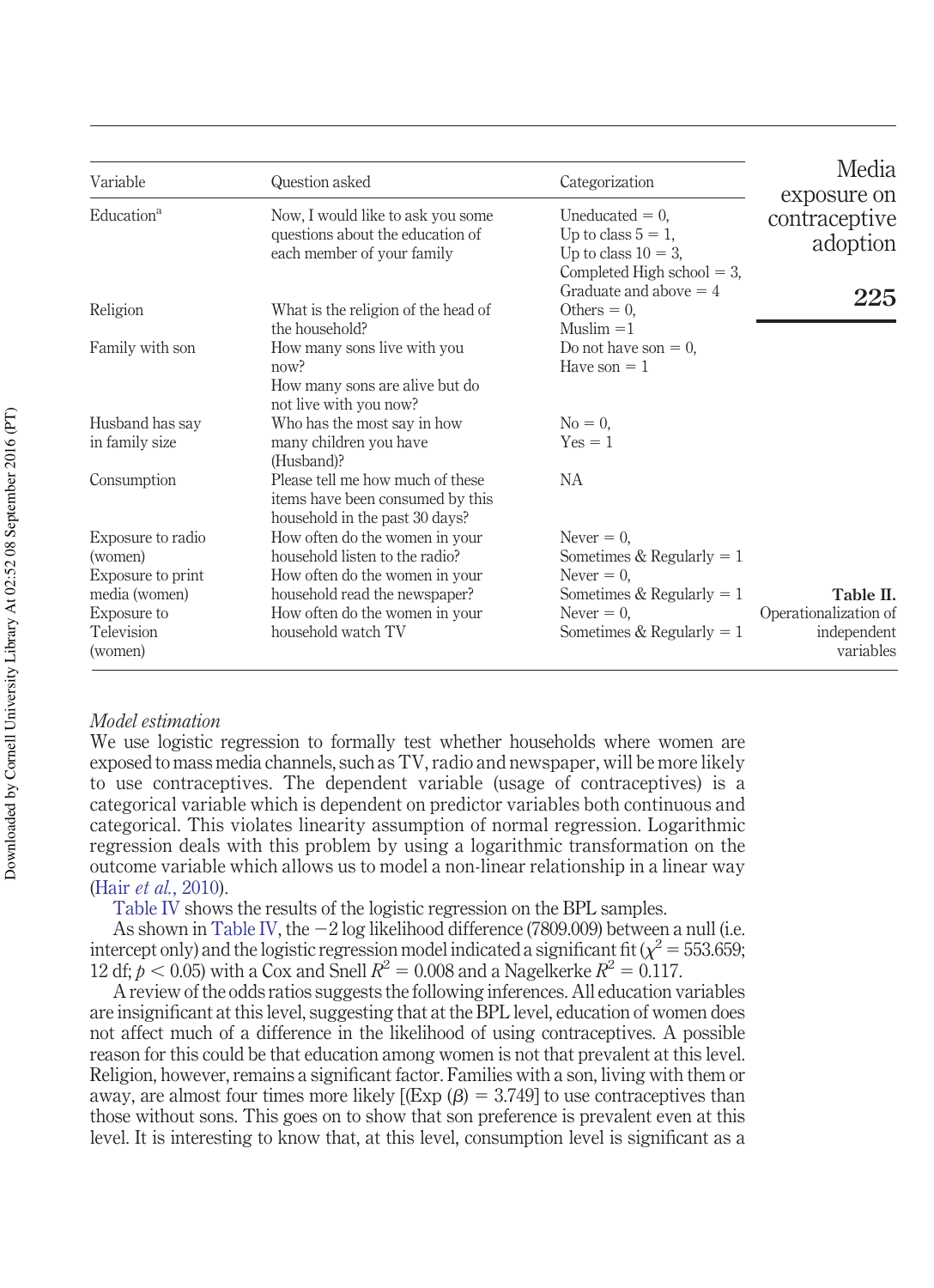| Variable | Question asked | Categorization |
|---|---|---|
| Education[a] | Now, I would like to ask you some questions about the education of each member of your family | Uneducated = 0, Up to class 5 = 1, Up to class 10 = 3, Completed High school = 3, Graduate and above = 4 |
| Religion | What is the religion of the head of the household? | Others = 0, Muslim =1 |
| Family with son | How many sons live with you now? How many sons are alive but do not live with you now? | Do not have son = 0, Have son = 1 |
| Husband has say in family size | Who has the most say in how many children you have (Husband)? | No = 0, Yes = 1 |
| Consumption | Please tell me how much of these items have been consumed by this household in the past 30 days? | NA |
| Exposure to radio (women) | How often do the women in your household listen to the radio? | Never = 0, Sometimes & Regularly = 1 |
| Exposure to print media (women) | How often do the women in your household read the newspaper? | Never = 0, Sometimes & Regularly = 1 |
| Exposure to Television (women) | How often do the women in your household watch TV | Never = 0, Sometimes & Regularly = 1 |

**Table II.** Operationalization of independent variables

*Model estimation*

We use logistic regression to formally test whether households where women are exposed to mass media channels, such as TV, radio and newspaper, will be more likely to use contraceptives. The dependent variable (usage of contraceptives) is a categorical variable which is dependent on predictor variables both continuous and categorical. This violates linearity assumption of normal regression. Logarithmic regression deals with this problem by using a logarithmic transformation on the outcome variable which allows us to model a non-linear relationship in a linear way (Hair *et al.*, 2010).

Table IV shows the results of the logistic regression on the BPL samples.

As shown in Table IV, the −2 log likelihood difference (7809.009) between a null (i.e. intercept only) and the logistic regression model indicated a significant fit ($\chi^2 = 553.659$; 12 df; $p < 0.05$) with a Cox and Snell $R^2 = 0.008$ and a Nagelkerke $R^2 = 0.117$.

A review of the odds ratios suggests the following inferences. All education variables are insignificant at this level, suggesting that at the BPL level, education of women does not affect much of a difference in the likelihood of using contraceptives. A possible reason for this could be that education among women is not that prevalent at this level. Religion, however, remains a significant factor. Families with a son, living with them or away, are almost four times more likely [(Exp ($\beta$) = 3.749] to use contraceptives than those without sons. This goes on to show that son preference is prevalent even at this level. It is interesting to know that, at this level, consumption level is significant as a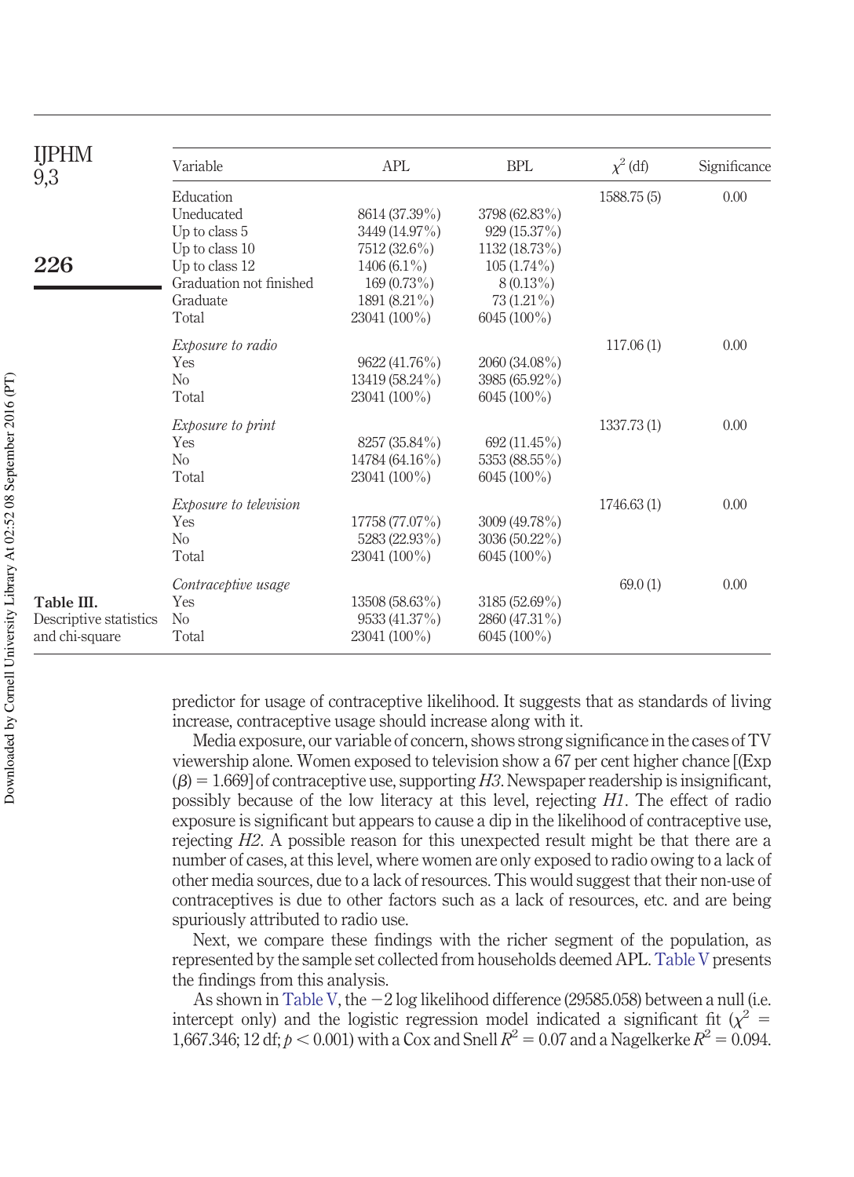**Table III.** Descriptive statistics and chi-square

| Variable | APL | BPL | $\chi^2$ (df) | Significance |
|---|---|---|---|---|
| Education | | | 1588.75 (5) | 0.00 |
| Uneducated | 8614 (37.39%) | 3798 (62.83%) | | |
| Up to class 5 | 3449 (14.97%) | 929 (15.37%) | | |
| Up to class 10 | 7512 (32.6%) | 1132 (18.73%) | | |
| Up to class 12 | 1406 (6.1%) | 105 (1.74%) | | |
| Graduation not finished | 169 (0.73%) | 8 (0.13%) | | |
| Graduate | 1891 (8.21%) | 73 (1.21%) | | |
| Total | 23041 (100%) | 6045 (100%) | | |
| *Exposure to radio* | | | 117.06 (1) | 0.00 |
| Yes | 9622 (41.76%) | 2060 (34.08%) | | |
| No | 13419 (58.24%) | 3985 (65.92%) | | |
| Total | 23041 (100%) | 6045 (100%) | | |
| *Exposure to print* | | | 1337.73 (1) | 0.00 |
| Yes | 8257 (35.84%) | 692 (11.45%) | | |
| No | 14784 (64.16%) | 5353 (88.55%) | | |
| Total | 23041 (100%) | 6045 (100%) | | |
| *Exposure to television* | | | 1746.63 (1) | 0.00 |
| Yes | 17758 (77.07%) | 3009 (49.78%) | | |
| No | 5283 (22.93%) | 3036 (50.22%) | | |
| Total | 23041 (100%) | 6045 (100%) | | |
| *Contraceptive usage* | | | 69.0 (1) | 0.00 |
| Yes | 13508 (58.63%) | 3185 (52.69%) | | |
| No | 9533 (41.37%) | 2860 (47.31%) | | |
| Total | 23041 (100%) | 6045 (100%) | | |

predictor for usage of contraceptive likelihood. It suggests that as standards of living increase, contraceptive usage should increase along with it.

Media exposure, our variable of concern, shows strong significance in the cases of TV viewership alone. Women exposed to television show a 67 per cent higher chance [(Exp ($\beta$) = 1.669] of contraceptive use, supporting *H3*. Newspaper readership is insignificant, possibly because of the low literacy at this level, rejecting *H1*. The effect of radio exposure is significant but appears to cause a dip in the likelihood of contraceptive use, rejecting *H2*. A possible reason for this unexpected result might be that there are a number of cases, at this level, where women are only exposed to radio owing to a lack of other media sources, due to a lack of resources. This would suggest that their non-use of contraceptives is due to other factors such as a lack of resources, etc. and are being spuriously attributed to radio use.

Next, we compare these findings with the richer segment of the population, as represented by the sample set collected from households deemed APL. Table V presents the findings from this analysis.

As shown in Table V, the −2 log likelihood difference (29585.058) between a null (i.e. intercept only) and the logistic regression model indicated a significant fit ($\chi^2$ = 1,667.346; 12 df; $p < 0.001$) with a Cox and Snell $R^2 = 0.07$ and a Nagelkerke $R^2 = 0.094$.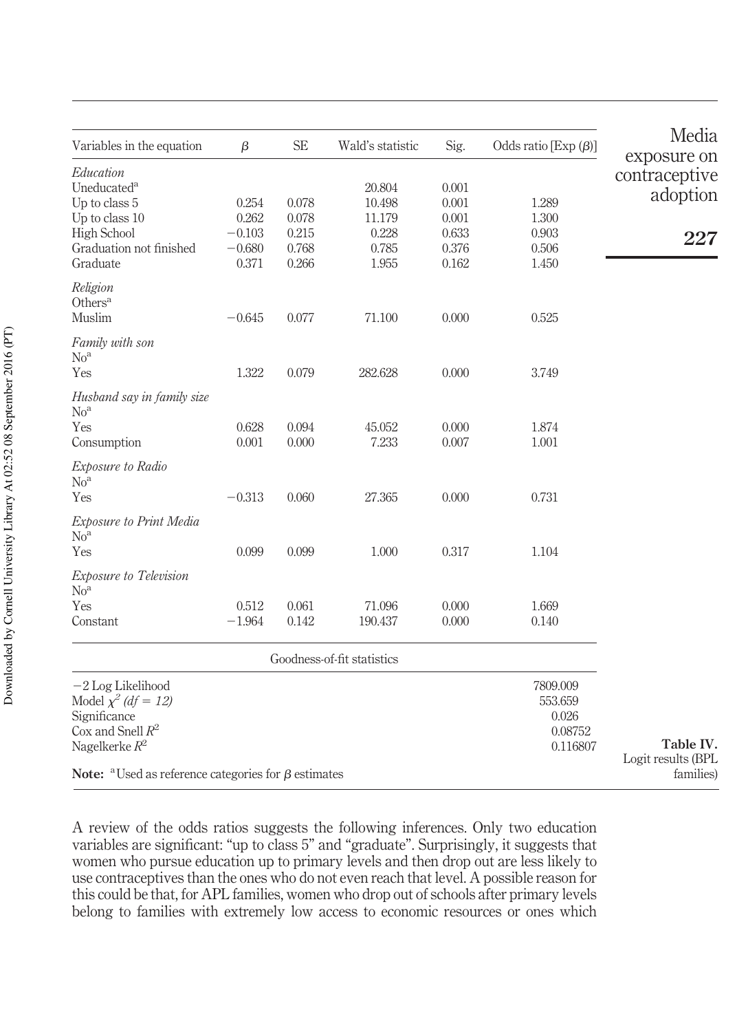| Variables in the equation | $\beta$ | SE | Wald's statistic | Sig. | Odds ratio [Exp ($\beta$)] |
|---|---|---|---|---|---|
| *Education* | | | | | |
| Uneducated[a] | | | 20.804 | 0.001 | |
| Up to class 5 | 0.254 | 0.078 | 10.498 | 0.001 | 1.289 |
| Up to class 10 | 0.262 | 0.078 | 11.179 | 0.001 | 1.300 |
| High School | −0.103 | 0.215 | 0.228 | 0.633 | 0.903 |
| Graduation not finished | −0.680 | 0.768 | 0.785 | 0.376 | 0.506 |
| Graduate | 0.371 | 0.266 | 1.955 | 0.162 | 1.450 |
| *Religion* | | | | | |
| Others[a] | | | | | |
| Muslim | −0.645 | 0.077 | 71.100 | 0.000 | 0.525 |
| *Family with son* | | | | | |
| No[a] | | | | | |
| Yes | 1.322 | 0.079 | 282.628 | 0.000 | 3.749 |
| *Husband say in family size* | | | | | |
| No[a] | | | | | |
| Yes | 0.628 | 0.094 | 45.052 | 0.000 | 1.874 |
| Consumption | 0.001 | 0.000 | 7.233 | 0.007 | 1.001 |
| *Exposure to Radio* | | | | | |
| No[a] | | | | | |
| Yes | −0.313 | 0.060 | 27.365 | 0.000 | 0.731 |
| *Exposure to Print Media* | | | | | |
| No[a] | | | | | |
| Yes | 0.099 | 0.099 | 1.000 | 0.317 | 1.104 |
| *Exposure to Television* | | | | | |
| No[a] | | | | | |
| Yes | 0.512 | 0.061 | 71.096 | 0.000 | 1.669 |
| Constant | −1.964 | 0.142 | 190.437 | 0.000 | 0.140 |
| | | | Goodness-of-fit statistics | | |
| −2 Log Likelihood | | | | | 7809.009 |
| Model $\chi^2$ *(df = 12)* | | | | | 553.659 |
| Significance | | | | | 0.026 |
| Cox and Snell $R^2$ | | | | | 0.08752 |
| Nagelkerke $R^2$ | | | | | 0.116807 |

**Note:** [a]Used as reference categories for $\beta$ estimates

**Table IV.** Logit results (BPL families)

A review of the odds ratios suggests the following inferences. Only two education variables are significant: "up to class 5" and "graduate". Surprisingly, it suggests that women who pursue education up to primary levels and then drop out are less likely to use contraceptives than the ones who do not even reach that level. A possible reason for this could be that, for APL families, women who drop out of schools after primary levels belong to families with extremely low access to economic resources or ones which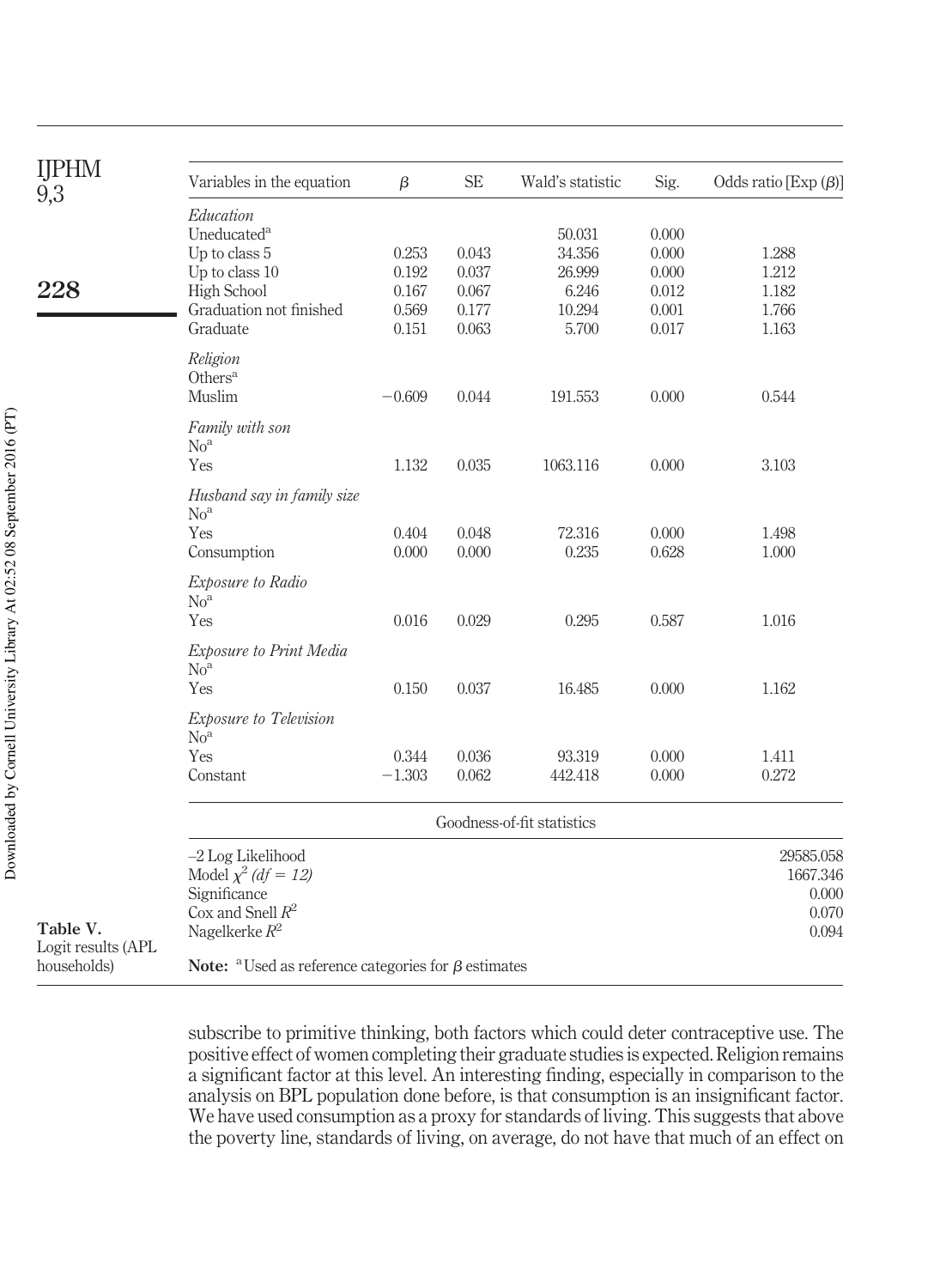**Table V.** Logit results (APL households)

| Variables in the equation | $\beta$ | SE | Wald's statistic | Sig. | Odds ratio [Exp ($\beta$)] |
|---|---|---|---|---|---|
| *Education* | | | | | |
| Uneducated[a] | | | 50.031 | 0.000 | |
| Up to class 5 | 0.253 | 0.043 | 34.356 | 0.000 | 1.288 |
| Up to class 10 | 0.192 | 0.037 | 26.999 | 0.000 | 1.212 |
| High School | 0.167 | 0.067 | 6.246 | 0.012 | 1.182 |
| Graduation not finished | 0.569 | 0.177 | 10.294 | 0.001 | 1.766 |
| Graduate | 0.151 | 0.063 | 5.700 | 0.017 | 1.163 |
| *Religion* | | | | | |
| Others[a] | | | | | |
| Muslim | −0.609 | 0.044 | 191.553 | 0.000 | 0.544 |
| *Family with son* | | | | | |
| No[a] | | | | | |
| Yes | 1.132 | 0.035 | 1063.116 | 0.000 | 3.103 |
| *Husband say in family size* | | | | | |
| No[a] | | | | | |
| Yes | 0.404 | 0.048 | 72.316 | 0.000 | 1.498 |
| Consumption | 0.000 | 0.000 | 0.235 | 0.628 | 1.000 |
| *Exposure to Radio* | | | | | |
| No[a] | | | | | |
| Yes | 0.016 | 0.029 | 0.295 | 0.587 | 1.016 |
| *Exposure to Print Media* | | | | | |
| No[a] | | | | | |
| Yes | 0.150 | 0.037 | 16.485 | 0.000 | 1.162 |
| *Exposure to Television* | | | | | |
| No[a] | | | | | |
| Yes | 0.344 | 0.036 | 93.319 | 0.000 | 1.411 |
| Constant | −1.303 | 0.062 | 442.418 | 0.000 | 0.272 |
| | | | Goodness-of-fit statistics | | |
| –2 Log Likelihood | | | | | 29585.058 |
| Model $\chi^2$ *(df = 12)* | | | | | 1667.346 |
| Significance | | | | | 0.000 |
| Cox and Snell $R^2$ | | | | | 0.070 |
| Nagelkerke $R^2$ | | | | | 0.094 |

**Note:** [a] Used as reference categories for $\beta$ estimates

subscribe to primitive thinking, both factors which could deter contraceptive use. The positive effect of women completing their graduate studies is expected. Religion remains a significant factor at this level. An interesting finding, especially in comparison to the analysis on BPL population done before, is that consumption is an insignificant factor. We have used consumption as a proxy for standards of living. This suggests that above the poverty line, standards of living, on average, do not have that much of an effect on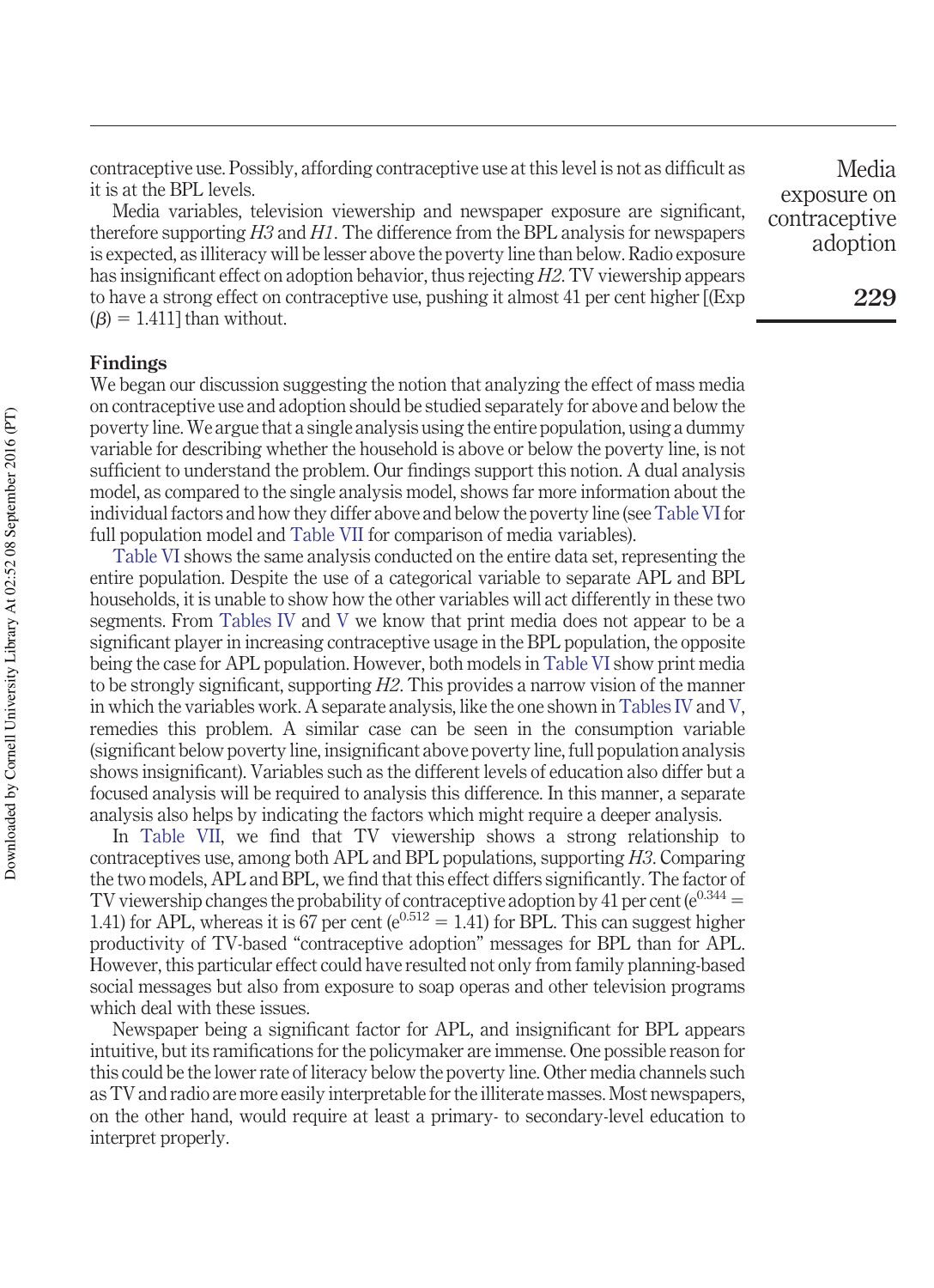contraceptive use. Possibly, affording contraceptive use at this level is not as difficult as it is at the BPL levels.

Media variables, television viewership and newspaper exposure are significant, therefore supporting *H3* and *H1*. The difference from the BPL analysis for newspapers is expected, as illiteracy will be lesser above the poverty line than below. Radio exposure has insignificant effect on adoption behavior, thus rejecting *H2*. TV viewership appears to have a strong effect on contraceptive use, pushing it almost 41 per cent higher [(Exp ($\beta$) = 1.411] than without.

## Findings

We began our discussion suggesting the notion that analyzing the effect of mass media on contraceptive use and adoption should be studied separately for above and below the poverty line. We argue that a single analysis using the entire population, using a dummy variable for describing whether the household is above or below the poverty line, is not sufficient to understand the problem. Our findings support this notion. A dual analysis model, as compared to the single analysis model, shows far more information about the individual factors and how they differ above and below the poverty line (see Table VI for full population model and Table VII for comparison of media variables).

Table VI shows the same analysis conducted on the entire data set, representing the entire population. Despite the use of a categorical variable to separate APL and BPL households, it is unable to show how the other variables will act differently in these two segments. From Tables IV and V we know that print media does not appear to be a significant player in increasing contraceptive usage in the BPL population, the opposite being the case for APL population. However, both models in Table VI show print media to be strongly significant, supporting *H2*. This provides a narrow vision of the manner in which the variables work. A separate analysis, like the one shown in Tables IV and V, remedies this problem. A similar case can be seen in the consumption variable (significant below poverty line, insignificant above poverty line, full population analysis shows insignificant). Variables such as the different levels of education also differ but a focused analysis will be required to analysis this difference. In this manner, a separate analysis also helps by indicating the factors which might require a deeper analysis.

In Table VII, we find that TV viewership shows a strong relationship to contraceptives use, among both APL and BPL populations, supporting *H3*. Comparing the two models, APL and BPL, we find that this effect differs significantly. The factor of TV viewership changes the probability of contraceptive adoption by 41 per cent ($e^{0.344}$ = 1.41) for APL, whereas it is 67 per cent ($e^{0.512}$ = 1.41) for BPL. This can suggest higher productivity of TV-based "contraceptive adoption" messages for BPL than for APL. However, this particular effect could have resulted not only from family planning-based social messages but also from exposure to soap operas and other television programs which deal with these issues.

Newspaper being a significant factor for APL, and insignificant for BPL appears intuitive, but its ramifications for the policymaker are immense. One possible reason for this could be the lower rate of literacy below the poverty line. Other media channels such as TV and radio are more easily interpretable for the illiterate masses. Most newspapers, on the other hand, would require at least a primary- to secondary-level education to interpret properly.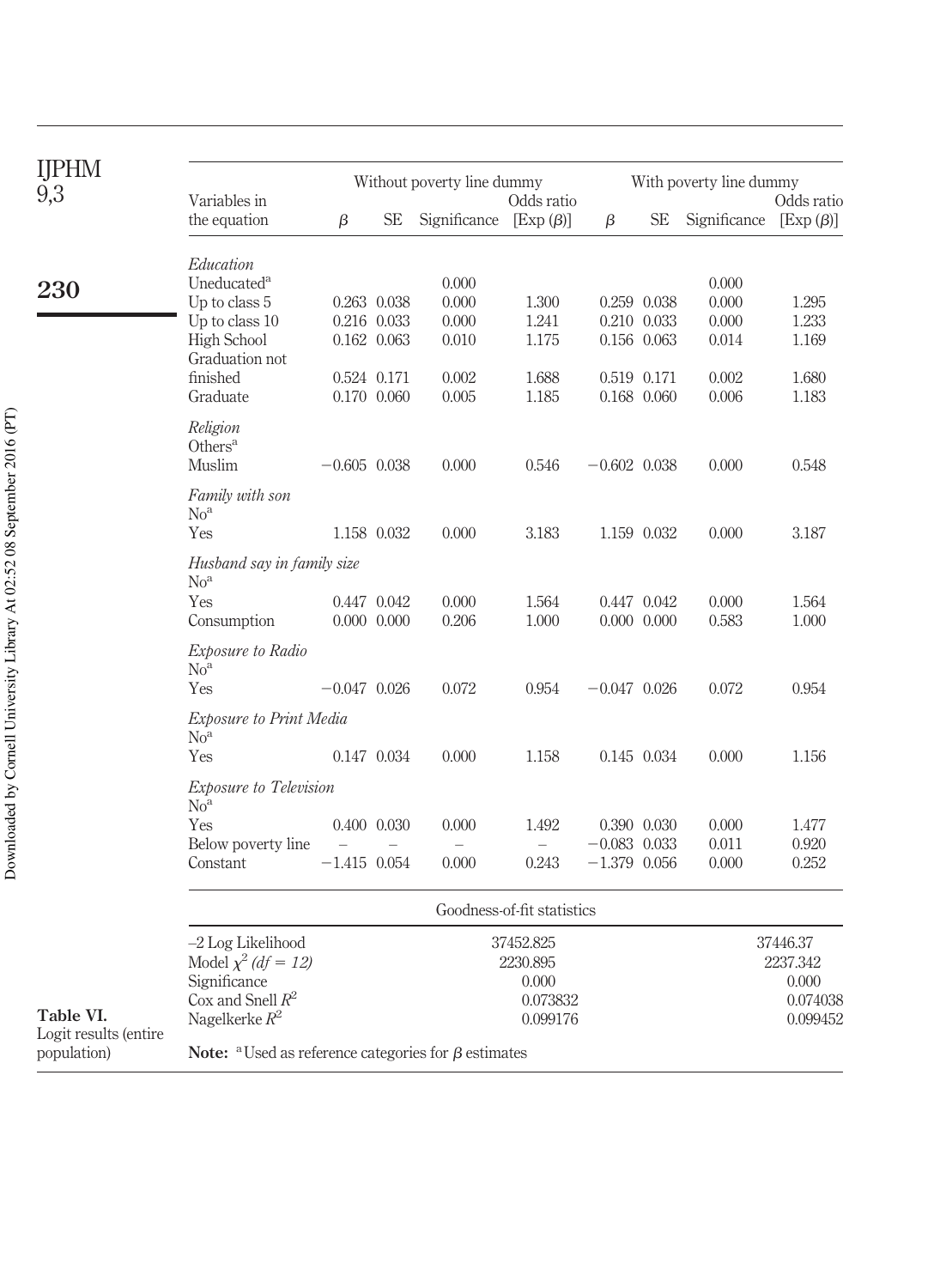**Table VI.** Logit results (entire population)

| Variables in the equation | Without poverty line dummy | | | | With poverty line dummy | | | |
|---|---|---|---|---|---|---|---|---|
| | $\beta$ | SE | Significance | Odds ratio [Exp ($\beta$)] | $\beta$ | SE | Significance | Odds ratio [Exp ($\beta$)] |
| *Education* | | | | | | | | |
| Uneducated[a] | | | 0.000 | | | | 0.000 | |
| Up to class 5 | 0.263 | 0.038 | 0.000 | 1.300 | 0.259 | 0.038 | 0.000 | 1.295 |
| Up to class 10 | 0.216 | 0.033 | 0.000 | 1.241 | 0.210 | 0.033 | 0.000 | 1.233 |
| High School | 0.162 | 0.063 | 0.010 | 1.175 | 0.156 | 0.063 | 0.014 | 1.169 |
| Graduation not finished | 0.524 | 0.171 | 0.002 | 1.688 | 0.519 | 0.171 | 0.002 | 1.680 |
| Graduate | 0.170 | 0.060 | 0.005 | 1.185 | 0.168 | 0.060 | 0.006 | 1.183 |
| *Religion* | | | | | | | | |
| Others[a] | | | | | | | | |
| Muslim | −0.605 | 0.038 | 0.000 | 0.546 | −0.602 | 0.038 | 0.000 | 0.548 |
| *Family with son* | | | | | | | | |
| No[a] | | | | | | | | |
| Yes | 1.158 | 0.032 | 0.000 | 3.183 | 1.159 | 0.032 | 0.000 | 3.187 |
| *Husband say in family size* | | | | | | | | |
| No[a] | | | | | | | | |
| Yes | 0.447 | 0.042 | 0.000 | 1.564 | 0.447 | 0.042 | 0.000 | 1.564 |
| Consumption | 0.000 | 0.000 | 0.206 | 1.000 | 0.000 | 0.000 | 0.583 | 1.000 |
| *Exposure to Radio* | | | | | | | | |
| No[a] | | | | | | | | |
| Yes | −0.047 | 0.026 | 0.072 | 0.954 | −0.047 | 0.026 | 0.072 | 0.954 |
| *Exposure to Print Media* | | | | | | | | |
| No[a] | | | | | | | | |
| Yes | 0.147 | 0.034 | 0.000 | 1.158 | 0.145 | 0.034 | 0.000 | 1.156 |
| *Exposure to Television* | | | | | | | | |
| No[a] | | | | | | | | |
| Yes | 0.400 | 0.030 | 0.000 | 1.492 | 0.390 | 0.030 | 0.000 | 1.477 |
| Below poverty line | – | – | – | – | −0.083 | 0.033 | 0.011 | 0.920 |
| Constant | −1.415 | 0.054 | 0.000 | 0.243 | −1.379 | 0.056 | 0.000 | 0.252 |
| *Goodness-of-fit statistics* | | | | | | | | |
| −2 Log Likelihood | | | 37452.825 | | | | | 37446.37 |
| Model $\chi^2$ *(df = 12)* | | | 2230.895 | | | | | 2237.342 |
| Significance | | | 0.000 | | | | | 0.000 |
| Cox and Snell $R^2$ | | | 0.073832 | | | | | 0.074038 |
| Nagelkerke $R^2$ | | | 0.099176 | | | | | 0.099452 |

**Note:** [a] Used as reference categories for $\beta$ estimates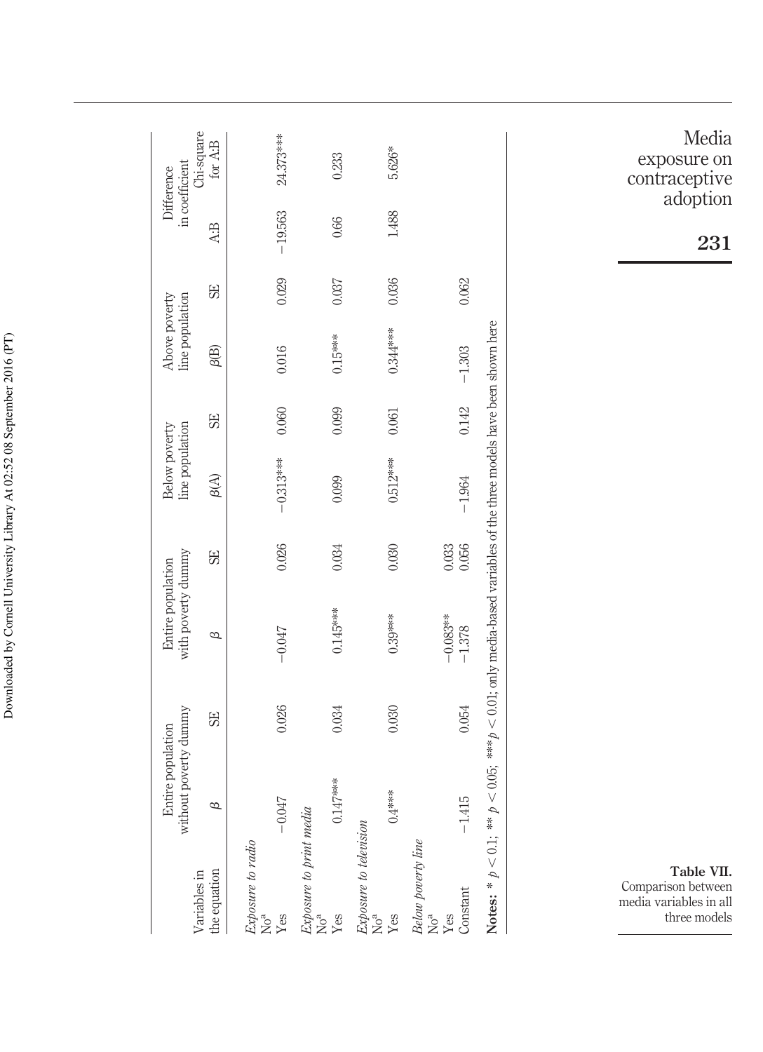**Table VII.** Comparison between media variables in all three models

| Variables in the equation | Entire population without poverty dummy | | Entire population with poverty dummy | | Below poverty line population | | Above poverty line population | | Difference in coefficient | |
|---|---|---|---|---|---|---|---|---|---|---|
| | $\beta$ | SE | $\beta$ | SE | $\beta$(A) | SE | $\beta$(B) | SE | A:B | Chi-square for A:B |
| *Exposure to radio* | | | | | | | | | | |
| No[a] | | | | | | | | | | |
| Yes | −0.047 | 0.026 | −0.047 | 0.026 | −0.313*** | 0.060 | 0.016 | 0.029 | −19.563 | 24.373*** |
| *Exposure to print media* | | | | | | | | | | |
| No[a] | | | | | | | | | | |
| Yes | 0.147*** | 0.034 | 0.145*** | 0.034 | 0.099 | 0.099 | 0.15*** | 0.037 | 0.66 | 0.233 |
| *Exposure to television* | | | | | | | | | | |
| No[a] | | | | | | | | | | |
| Yes | 0.4*** | 0.030 | 0.39*** | 0.030 | 0.512*** | 0.061 | 0.344*** | 0.036 | 1.488 | 5.626* |
| *Below poverty line* | | | | | | | | | | |
| No[a] | | | | | | | | | | |
| Yes | | | −0.083** | 0.033 | | | | | | |
| Constant | −1.415 | 0.054 | −1.378 | 0.056 | −1.964 | 0.142 | −1.303 | 0.062 | | |

**Notes:** * $p < 0.1$; ** $p < 0.05$; *** $p < 0.01$; only media-based variables of the three models have been shown here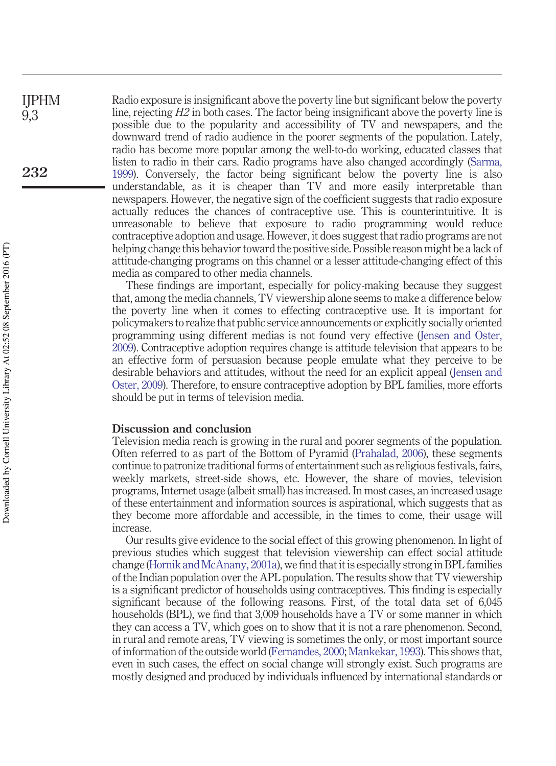Radio exposure is insignificant above the poverty line but significant below the poverty line, rejecting *H2* in both cases. The factor being insignificant above the poverty line is possible due to the popularity and accessibility of TV and newspapers, and the downward trend of radio audience in the poorer segments of the population. Lately, radio has become more popular among the well-to-do working, educated classes that listen to radio in their cars. Radio programs have also changed accordingly (Sarma, 1999). Conversely, the factor being significant below the poverty line is also understandable, as it is cheaper than TV and more easily interpretable than newspapers. However, the negative sign of the coefficient suggests that radio exposure actually reduces the chances of contraceptive use. This is counterintuitive. It is unreasonable to believe that exposure to radio programming would reduce contraceptive adoption and usage. However, it does suggest that radio programs are not helping change this behavior toward the positive side. Possible reason might be a lack of attitude-changing programs on this channel or a lesser attitude-changing effect of this media as compared to other media channels.

These findings are important, especially for policy-making because they suggest that, among the media channels, TV viewership alone seems to make a difference below the poverty line when it comes to effecting contraceptive use. It is important for policymakers to realize that public service announcements or explicitly socially oriented programming using different medias is not found very effective (Jensen and Oster, 2009). Contraceptive adoption requires change is attitude television that appears to be an effective form of persuasion because people emulate what they perceive to be desirable behaviors and attitudes, without the need for an explicit appeal (Jensen and Oster, 2009). Therefore, to ensure contraceptive adoption by BPL families, more efforts should be put in terms of television media.

## Discussion and conclusion

Television media reach is growing in the rural and poorer segments of the population. Often referred to as part of the Bottom of Pyramid (Prahalad, 2006), these segments continue to patronize traditional forms of entertainment such as religious festivals, fairs, weekly markets, street-side shows, etc. However, the share of movies, television programs, Internet usage (albeit small) has increased. In most cases, an increased usage of these entertainment and information sources is aspirational, which suggests that as they become more affordable and accessible, in the times to come, their usage will increase.

Our results give evidence to the social effect of this growing phenomenon. In light of previous studies which suggest that television viewership can effect social attitude change (Hornik and McAnany, 2001a), we find that it is especially strong in BPL families of the Indian population over the APL population. The results show that TV viewership is a significant predictor of households using contraceptives. This finding is especially significant because of the following reasons. First, of the total data set of 6,045 households (BPL), we find that 3,009 households have a TV or some manner in which they can access a TV, which goes on to show that it is not a rare phenomenon. Second, in rural and remote areas, TV viewing is sometimes the only, or most important source of information of the outside world (Fernandes, 2000; Mankekar, 1993). This shows that, even in such cases, the effect on social change will strongly exist. Such programs are mostly designed and produced by individuals influenced by international standards or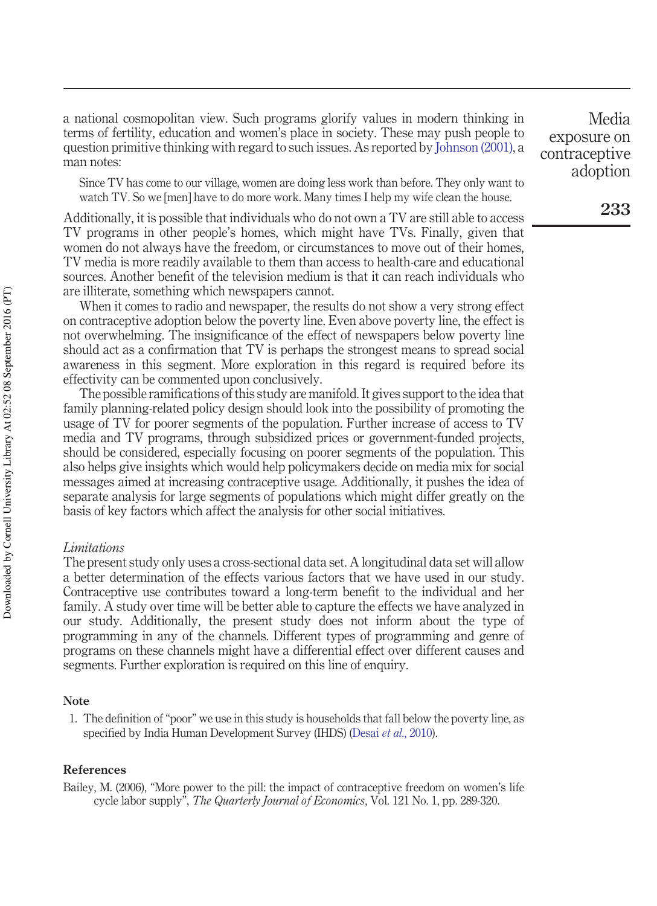a national cosmopolitan view. Such programs glorify values in modern thinking in terms of fertility, education and women's place in society. These may push people to question primitive thinking with regard to such issues. As reported by Johnson (2001), a man notes:

> Since TV has come to our village, women are doing less work than before. They only want to watch TV. So we [men] have to do more work. Many times I help my wife clean the house.

Additionally, it is possible that individuals who do not own a TV are still able to access TV programs in other people's homes, which might have TVs. Finally, given that women do not always have the freedom, or circumstances to move out of their homes, TV media is more readily available to them than access to health-care and educational sources. Another benefit of the television medium is that it can reach individuals who are illiterate, something which newspapers cannot.

When it comes to radio and newspaper, the results do not show a very strong effect on contraceptive adoption below the poverty line. Even above poverty line, the effect is not overwhelming. The insignificance of the effect of newspapers below poverty line should act as a confirmation that TV is perhaps the strongest means to spread social awareness in this segment. More exploration in this regard is required before its effectivity can be commented upon conclusively.

The possible ramifications of this study are manifold. It gives support to the idea that family planning-related policy design should look into the possibility of promoting the usage of TV for poorer segments of the population. Further increase of access to TV media and TV programs, through subsidized prices or government-funded projects, should be considered, especially focusing on poorer segments of the population. This also helps give insights which would help policymakers decide on media mix for social messages aimed at increasing contraceptive usage. Additionally, it pushes the idea of separate analysis for large segments of populations which might differ greatly on the basis of key factors which affect the analysis for other social initiatives.

### *Limitations*

The present study only uses a cross-sectional data set. A longitudinal data set will allow a better determination of the effects various factors that we have used in our study. Contraceptive use contributes toward a long-term benefit to the individual and her family. A study over time will be better able to capture the effects we have analyzed in our study. Additionally, the present study does not inform about the type of programming in any of the channels. Different types of programming and genre of programs on these channels might have a differential effect over different causes and segments. Further exploration is required on this line of enquiry.

## Note

1. The definition of "poor" we use in this study is households that fall below the poverty line, as specified by India Human Development Survey (IHDS) (Desai *et al.*, 2010).

## References

Bailey, M. (2006), "More power to the pill: the impact of contraceptive freedom on women's life cycle labor supply", *The Quarterly Journal of Economics*, Vol. 121 No. 1, pp. 289-320.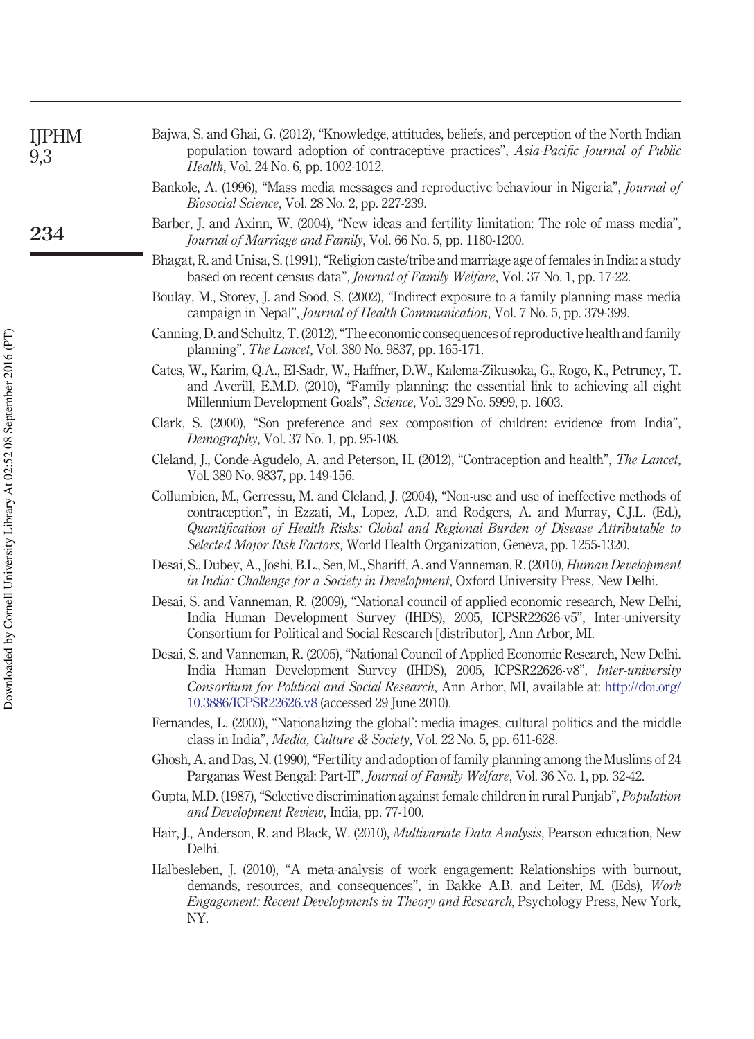Bajwa, S. and Ghai, G. (2012), "Knowledge, attitudes, beliefs, and perception of the North Indian population toward adoption of contraceptive practices", *Asia-Pacific Journal of Public Health*, Vol. 24 No. 6, pp. 1002-1012.

Bankole, A. (1996), "Mass media messages and reproductive behaviour in Nigeria", *Journal of Biosocial Science*, Vol. 28 No. 2, pp. 227-239.

Barber, J. and Axinn, W. (2004), "New ideas and fertility limitation: The role of mass media", *Journal of Marriage and Family*, Vol. 66 No. 5, pp. 1180-1200.

Bhagat, R. and Unisa, S. (1991), "Religion caste/tribe and marriage age of females in India: a study based on recent census data", *Journal of Family Welfare*, Vol. 37 No. 1, pp. 17-22.

Boulay, M., Storey, J. and Sood, S. (2002), "Indirect exposure to a family planning mass media campaign in Nepal", *Journal of Health Communication*, Vol. 7 No. 5, pp. 379-399.

Canning, D. and Schultz, T. (2012), "The economic consequences of reproductive health and family planning", *The Lancet*, Vol. 380 No. 9837, pp. 165-171.

Cates, W., Karim, Q.A., El-Sadr, W., Haffner, D.W., Kalema-Zikusoka, G., Rogo, K., Petruney, T. and Averill, E.M.D. (2010), "Family planning: the essential link to achieving all eight Millennium Development Goals", *Science*, Vol. 329 No. 5999, p. 1603.

Clark, S. (2000), "Son preference and sex composition of children: evidence from India", *Demography*, Vol. 37 No. 1, pp. 95-108.

Cleland, J., Conde-Agudelo, A. and Peterson, H. (2012), "Contraception and health", *The Lancet*, Vol. 380 No. 9837, pp. 149-156.

Collumbien, M., Gerressu, M. and Cleland, J. (2004), "Non-use and use of ineffective methods of contraception", in Ezzati, M., Lopez, A.D. and Rodgers, A. and Murray, C.J.L. (Ed.), *Quantification of Health Risks: Global and Regional Burden of Disease Attributable to Selected Major Risk Factors*, World Health Organization, Geneva, pp. 1255-1320.

Desai, S., Dubey, A., Joshi, B.L., Sen, M., Shariff, A. and Vanneman, R. (2010), *Human Development in India: Challenge for a Society in Development*, Oxford University Press, New Delhi.

Desai, S. and Vanneman, R. (2009), "National council of applied economic research, New Delhi, India Human Development Survey (IHDS), 2005, ICPSR22626-v5", Inter-university Consortium for Political and Social Research [distributor], Ann Arbor, MI.

Desai, S. and Vanneman, R. (2005), "National Council of Applied Economic Research, New Delhi. India Human Development Survey (IHDS), 2005, ICPSR22626-v8", *Inter-university Consortium for Political and Social Research*, Ann Arbor, MI, available at: http://doi.org/10.3886/ICPSR22626.v8 (accessed 29 June 2010).

Fernandes, L. (2000), "Nationalizing the global': media images, cultural politics and the middle class in India", *Media, Culture & Society*, Vol. 22 No. 5, pp. 611-628.

Ghosh, A. and Das, N. (1990), "Fertility and adoption of family planning among the Muslims of 24 Parganas West Bengal: Part-II", *Journal of Family Welfare*, Vol. 36 No. 1, pp. 32-42.

Gupta, M.D. (1987), "Selective discrimination against female children in rural Punjab", *Population and Development Review*, India, pp. 77-100.

Hair, J., Anderson, R. and Black, W. (2010), *Multivariate Data Analysis*, Pearson education, New Delhi.

Halbesleben, J. (2010), "A meta-analysis of work engagement: Relationships with burnout, demands, resources, and consequences", in Bakke A.B. and Leiter, M. (Eds), *Work Engagement: Recent Developments in Theory and Research*, Psychology Press, New York, NY.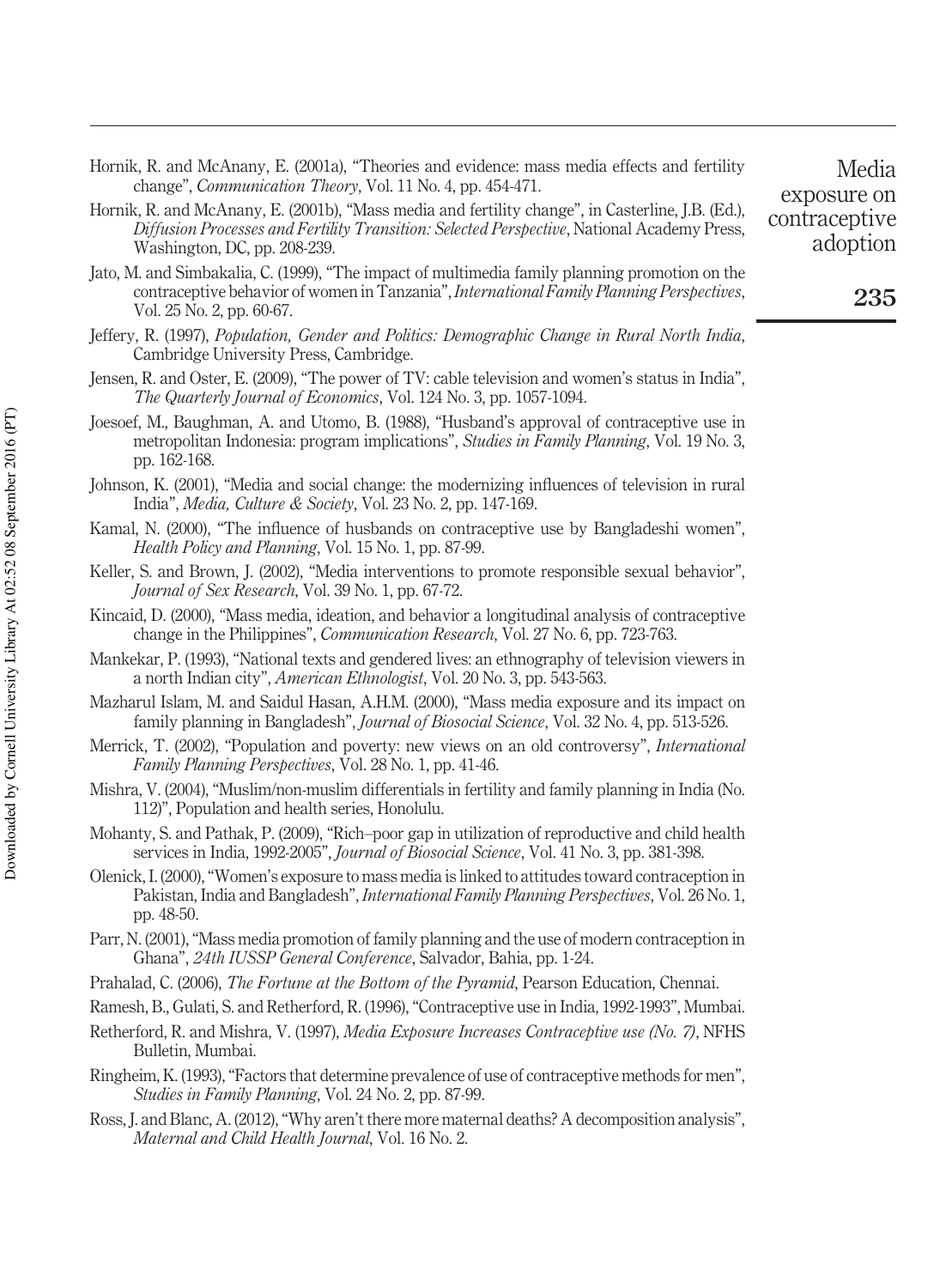Hornik, R. and McAnany, E. (2001a), "Theories and evidence: mass media effects and fertility change", *Communication Theory*, Vol. 11 No. 4, pp. 454-471.

Hornik, R. and McAnany, E. (2001b), "Mass media and fertility change", in Casterline, J.B. (Ed.), *Diffusion Processes and Fertility Transition: Selected Perspective*, National Academy Press, Washington, DC, pp. 208-239.

Jato, M. and Simbakalia, C. (1999), "The impact of multimedia family planning promotion on the contraceptive behavior of women in Tanzania", *International Family Planning Perspectives*, Vol. 25 No. 2, pp. 60-67.

Jeffery, R. (1997), *Population, Gender and Politics: Demographic Change in Rural North India*, Cambridge University Press, Cambridge.

Jensen, R. and Oster, E. (2009), "The power of TV: cable television and women's status in India", *The Quarterly Journal of Economics*, Vol. 124 No. 3, pp. 1057-1094.

Joesoef, M., Baughman, A. and Utomo, B. (1988), "Husband's approval of contraceptive use in metropolitan Indonesia: program implications", *Studies in Family Planning*, Vol. 19 No. 3, pp. 162-168.

Johnson, K. (2001), "Media and social change: the modernizing influences of television in rural India", *Media, Culture & Society*, Vol. 23 No. 2, pp. 147-169.

Kamal, N. (2000), "The influence of husbands on contraceptive use by Bangladeshi women", *Health Policy and Planning*, Vol. 15 No. 1, pp. 87-99.

Keller, S. and Brown, J. (2002), "Media interventions to promote responsible sexual behavior", *Journal of Sex Research*, Vol. 39 No. 1, pp. 67-72.

Kincaid, D. (2000), "Mass media, ideation, and behavior a longitudinal analysis of contraceptive change in the Philippines", *Communication Research*, Vol. 27 No. 6, pp. 723-763.

Mankekar, P. (1993), "National texts and gendered lives: an ethnography of television viewers in a north Indian city", *American Ethnologist*, Vol. 20 No. 3, pp. 543-563.

Mazharul Islam, M. and Saidul Hasan, A.H.M. (2000), "Mass media exposure and its impact on family planning in Bangladesh", *Journal of Biosocial Science*, Vol. 32 No. 4, pp. 513-526.

Merrick, T. (2002), "Population and poverty: new views on an old controversy", *International Family Planning Perspectives*, Vol. 28 No. 1, pp. 41-46.

Mishra, V. (2004), "Muslim/non-muslim differentials in fertility and family planning in India (No. 112)", Population and health series, Honolulu.

Mohanty, S. and Pathak, P. (2009), "Rich–poor gap in utilization of reproductive and child health services in India, 1992-2005", *Journal of Biosocial Science*, Vol. 41 No. 3, pp. 381-398.

Olenick, I. (2000), "Women's exposure to mass media is linked to attitudes toward contraception in Pakistan, India and Bangladesh", *International Family Planning Perspectives*, Vol. 26 No. 1, pp. 48-50.

Parr, N. (2001), "Mass media promotion of family planning and the use of modern contraception in Ghana", *24th IUSSP General Conference*, Salvador, Bahia, pp. 1-24.

Prahalad, C. (2006), *The Fortune at the Bottom of the Pyramid*, Pearson Education, Chennai.

Ramesh, B., Gulati, S. and Retherford, R. (1996), "Contraceptive use in India, 1992-1993", Mumbai.

Retherford, R. and Mishra, V. (1997), *Media Exposure Increases Contraceptive use (No. 7)*, NFHS Bulletin, Mumbai.

Ringheim, K. (1993), "Factors that determine prevalence of use of contraceptive methods for men", *Studies in Family Planning*, Vol. 24 No. 2, pp. 87-99.

Ross, J. and Blanc, A. (2012), "Why aren't there more maternal deaths? A decomposition analysis", *Maternal and Child Health Journal*, Vol. 16 No. 2.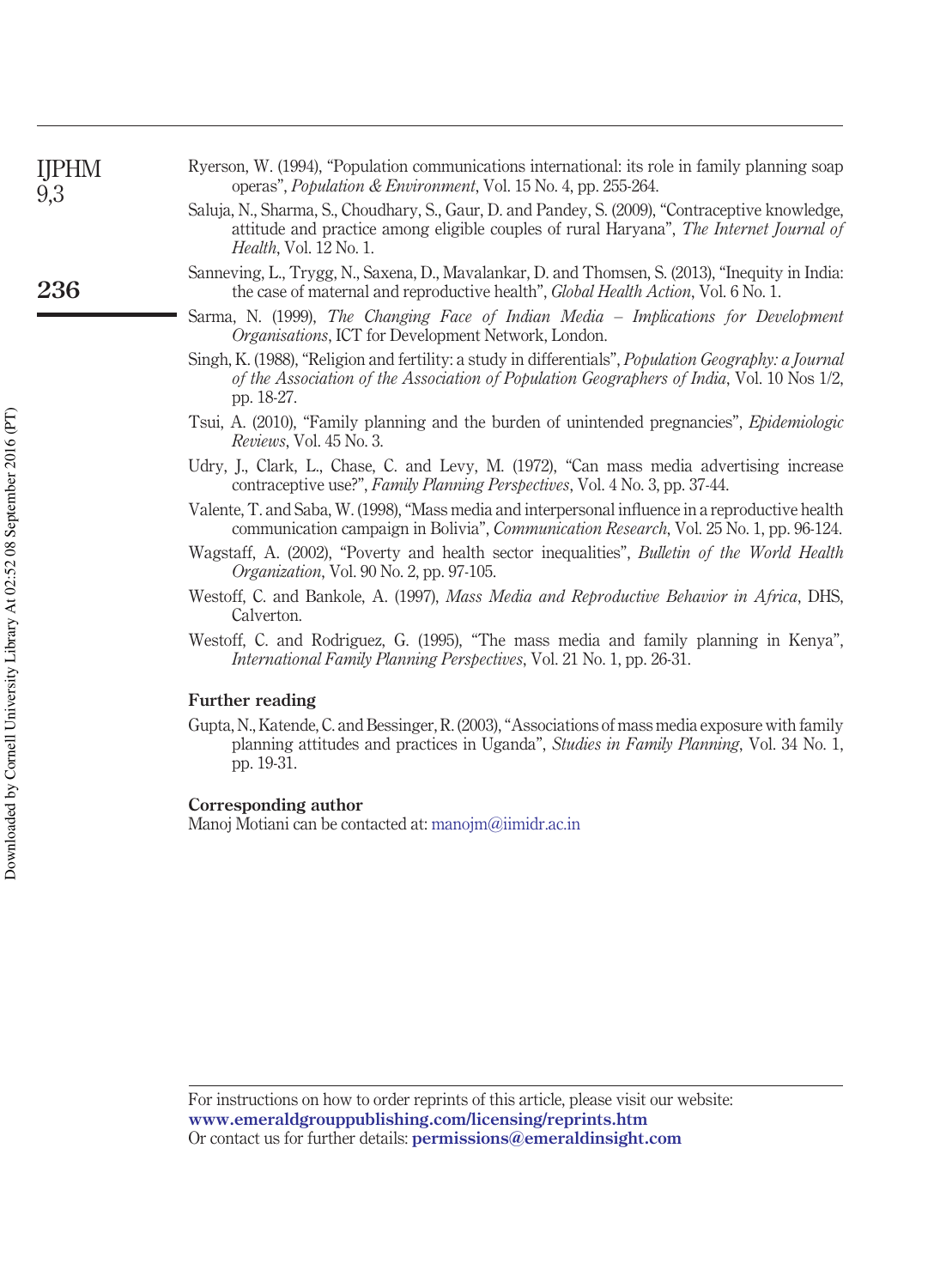Ryerson, W. (1994), "Population communications international: its role in family planning soap operas", *Population & Environment*, Vol. 15 No. 4, pp. 255-264.

Saluja, N., Sharma, S., Choudhary, S., Gaur, D. and Pandey, S. (2009), "Contraceptive knowledge, attitude and practice among eligible couples of rural Haryana", *The Internet Journal of Health*, Vol. 12 No. 1.

Sanneving, L., Trygg, N., Saxena, D., Mavalankar, D. and Thomsen, S. (2013), "Inequity in India: the case of maternal and reproductive health", *Global Health Action*, Vol. 6 No. 1.

Sarma, N. (1999), *The Changing Face of Indian Media – Implications for Development Organisations*, ICT for Development Network, London.

Singh, K. (1988), "Religion and fertility: a study in differentials", *Population Geography: a Journal of the Association of the Association of Population Geographers of India*, Vol. 10 Nos 1/2, pp. 18-27.

Tsui, A. (2010), "Family planning and the burden of unintended pregnancies", *Epidemiologic Reviews*, Vol. 45 No. 3.

Udry, J., Clark, L., Chase, C. and Levy, M. (1972), "Can mass media advertising increase contraceptive use?", *Family Planning Perspectives*, Vol. 4 No. 3, pp. 37-44.

Valente, T. and Saba, W. (1998), "Mass media and interpersonal influence in a reproductive health communication campaign in Bolivia", *Communication Research*, Vol. 25 No. 1, pp. 96-124.

Wagstaff, A. (2002), "Poverty and health sector inequalities", *Bulletin of the World Health Organization*, Vol. 90 No. 2, pp. 97-105.

Westoff, C. and Bankole, A. (1997), *Mass Media and Reproductive Behavior in Africa*, DHS, Calverton.

Westoff, C. and Rodriguez, G. (1995), "The mass media and family planning in Kenya", *International Family Planning Perspectives*, Vol. 21 No. 1, pp. 26-31.

### Further reading

Gupta, N., Katende, C. and Bessinger, R. (2003), "Associations of mass media exposure with family planning attitudes and practices in Uganda", *Studies in Family Planning*, Vol. 34 No. 1, pp. 19-31.

### Corresponding author

Manoj Motiani can be contacted at: manojm@iimidr.ac.in

For instructions on how to order reprints of this article, please visit our website:
**www.emeraldgrouppublishing.com/licensing/reprints.htm**
Or contact us for further details: **permissions@emeraldinsight.com**